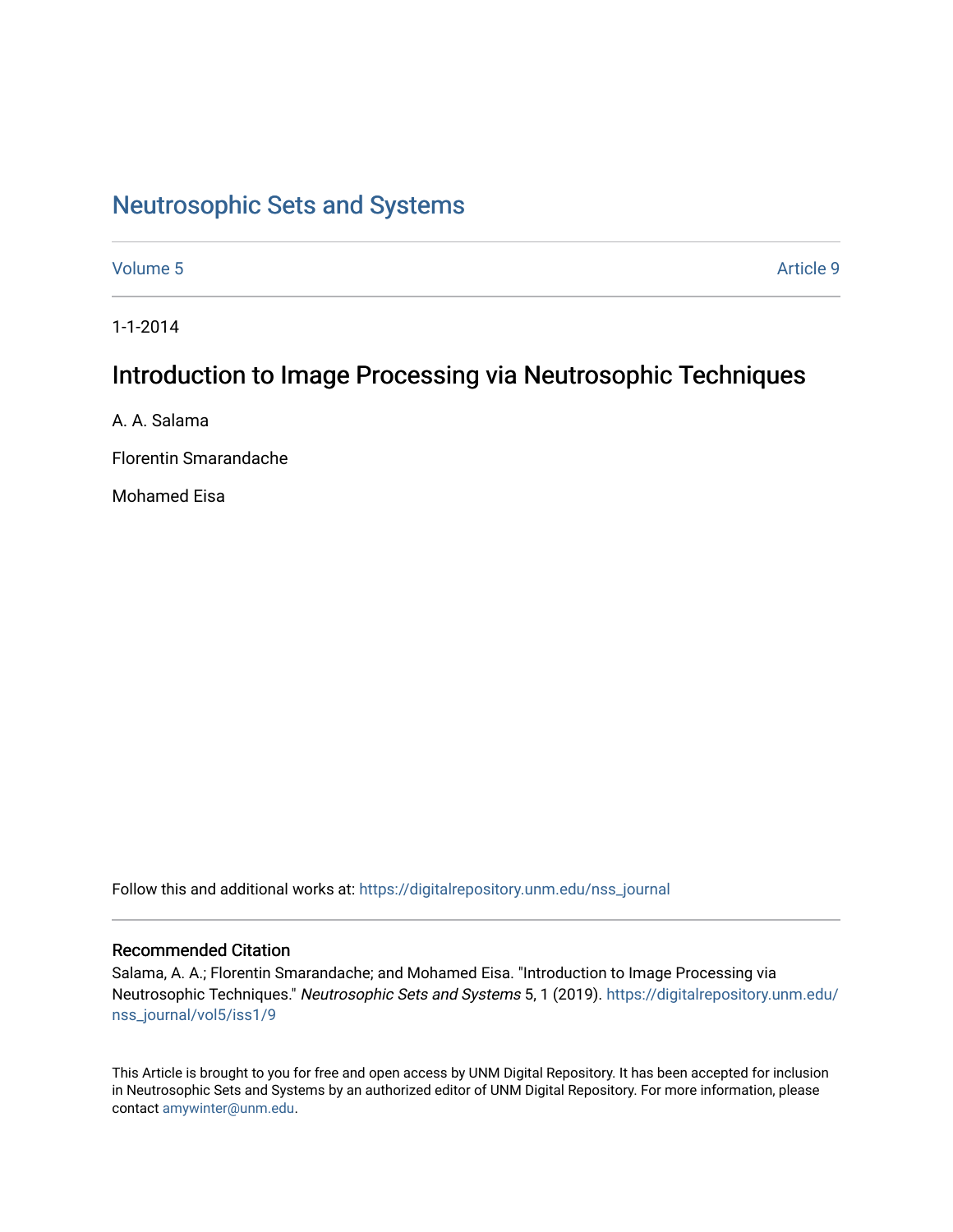# Neutrosophic Sets and Systems

Volume 5 Article 9

1-1-2014

## Introduction to Image Processing via Neutrosophic Techniques

A. A. Salama

Florentin Smarandache

Mohamed Eisa

Follow this and additional works at: https://digitalrepository.unm.edu/nss_journal

### Recommended Citation

Salama, A. A.; Florentin Smarandache; and Mohamed Eisa. "Introduction to Image Processing via Neutrosophic Techniques." *Neutrosophic Sets and Systems* 5, 1 (2019). https://digitalrepository.unm.edu/nss_journal/vol5/iss1/9

This Article is brought to you for free and open access by UNM Digital Repository. It has been accepted for inclusion in Neutrosophic Sets and Systems by an authorized editor of UNM Digital Repository. For more information, please contact amywinter@unm.edu.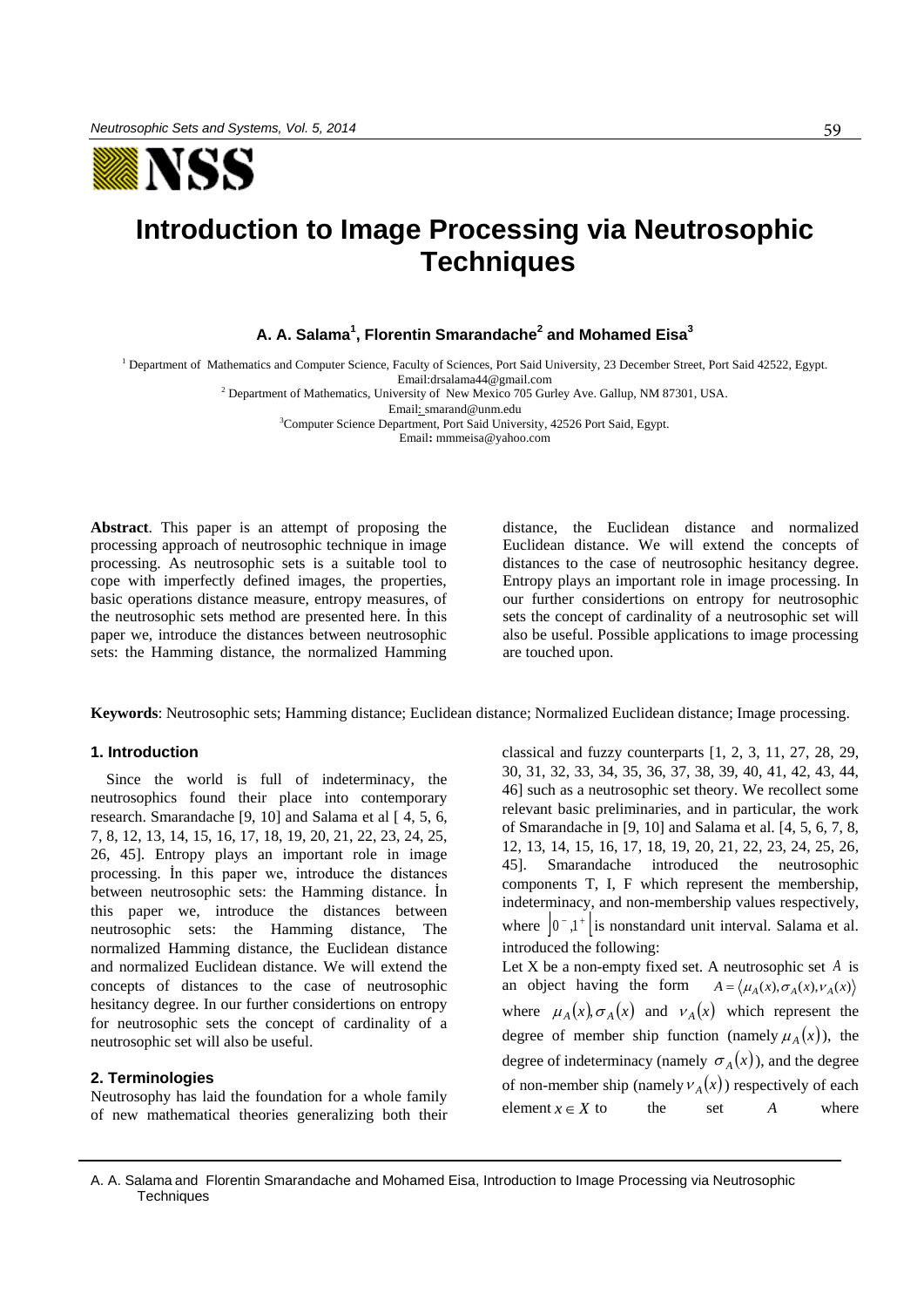# Introduction to Image Processing via Neutrosophic Techniques

**A. A. Salama[1], Florentin Smarandache[2] and Mohamed Eisa[3]**

[1] Department of Mathematics and Computer Science, Faculty of Sciences, Port Said University, 23 December Street, Port Said 42522, Egypt. Email:drsalama44@gmail.com

[2] Department of Mathematics, University of New Mexico 705 Gurley Ave. Gallup, NM 87301, USA. Email: smarand@unm.edu

[3] Computer Science Department, Port Said University, 42526 Port Said, Egypt. Email: mmmeisa@yahoo.com

**Abstract**. This paper is an attempt of proposing the processing approach of neutrosophic technique in image processing. As neutrosophic sets is a suitable tool to cope with imperfectly defined images, the properties, basic operations distance measure, entropy measures, of the neutrosophic sets method are presented here. İn this paper we, introduce the distances between neutrosophic sets: the Hamming distance, the normalized Hamming distance, the Euclidean distance and normalized Euclidean distance. We will extend the concepts of distances to the case of neutrosophic hesitancy degree. Entropy plays an important role in image processing. In our further considertions on entropy for neutrosophic sets the concept of cardinality of a neutrosophic set will also be useful. Possible applications to image processing are touched upon.

**Keywords**: Neutrosophic sets; Hamming distance; Euclidean distance; Normalized Euclidean distance; Image processing.

## 1. Introduction

Since the world is full of indeterminacy, the neutrosophics found their place into contemporary research. Smarandache [9, 10] and Salama et al [ 4, 5, 6, 7, 8, 12, 13, 14, 15, 16, 17, 18, 19, 20, 21, 22, 23, 24, 25, 26, 45]. Entropy plays an important role in image processing. İn this paper we, introduce the distances between neutrosophic sets: the Hamming distance. İn this paper we, introduce the distances between neutrosophic sets: the Hamming distance, The normalized Hamming distance, the Euclidean distance and normalized Euclidean distance. We will extend the concepts of distances to the case of neutrosophic hesitancy degree. In our further considerations on entropy for neutrosophic sets the concept of cardinality of a neutrosophic set will also be useful.

## 2. Terminologies

Neutrosophy has laid the foundation for a whole family of new mathematical theories generalizing both their classical and fuzzy counterparts [1, 2, 3, 11, 27, 28, 29, 30, 31, 32, 33, 34, 35, 36, 37, 38, 39, 40, 41, 42, 43, 44, 46] such as a neutrosophic set theory. We recollect some relevant basic preliminaries, and in particular, the work of Smarandache in [9, 10] and Salama et al. [4, 5, 6, 7, 8, 12, 13, 14, 15, 16, 17, 18, 19, 20, 21, 22, 23, 24, 25, 26, 45]. Smarandache introduced the neutrosophic components T, I, F which represent the membership, indeterminacy, and non-membership values respectively, where $\left]0^{-},1^{+}\right[$ is nonstandard unit interval. Salama et al. introduced the following:

Let X be a non-empty fixed set. A neutrosophic set $A$ is an object having the form $A = \langle \mu_A(x), \sigma_A(x), \nu_A(x) \rangle$ where $\mu_A(x), \sigma_A(x)$ and $\nu_A(x)$ which represent the degree of member ship function (namely $\mu_A(x)$), the degree of indeterminacy (namely $\sigma_A(x)$), and the degree of non-member ship (namely $\nu_A(x)$) respectively of each element $x \in X$ to the set $A$ where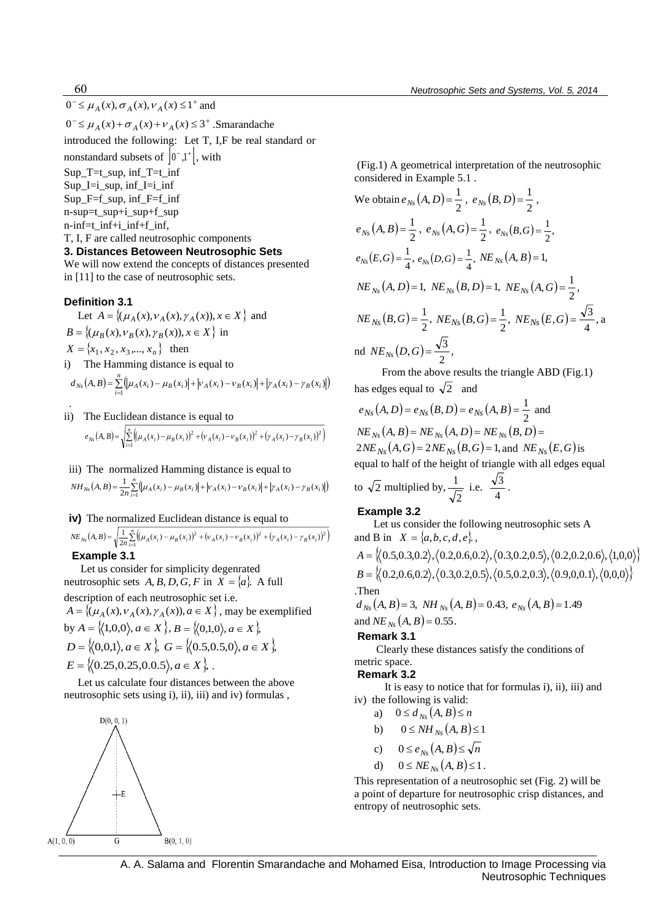$0^- \le \mu_A(x), \sigma_A(x), \nu_A(x) \le 1^+$ and

$0^- \le \mu_A(x) + \sigma_A(x) + \nu_A(x) \le 3^+$. Smarandache introduced the following: Let T, I, F be real standard or nonstandard subsets of $\left]0^-, 1^+\right[$, with

Sup_T=t_sup, inf_T=t_inf
Sup_I=i_sup, inf_I=i_inf
Sup_F=f_sup, inf_F=f_inf
n-sup=t_sup+i_sup+f_sup
n-inf=t_inf+i_inf+f_inf,
T, I, F are called neutrosophic components

### 3. Distances Betoween Neutrosophic Sets

We will now extend the concepts of distances presented in [11] to the case of neutrosophic sets.

#### Definition 3.1

Let $A = \{(\mu_A(x), \nu_A(x), \gamma_A(x)), x \in X\}$ and $B = \{(\mu_B(x), \nu_B(x), \gamma_B(x)), x \in X\}$ in $X = \{x_1, x_2, x_3, ..., x_n\}$ then

i) The Hamming distance is equal to

$$d_{Ns}(A,B) = \sum_{i=1}^{n} \left( |\mu_A(x_i) - \mu_B(x_i)| + |\nu_A(x_i) - \nu_B(x_i)| + |\gamma_A(x_i) - \gamma_B(x_i)| \right)$$

.

ii) The Euclidean distance is equal to

$$e_{Ns}(A,B) = \sqrt{\sum_{i=1}^{n} \left( (\mu_A(x_i) - \mu_B(x_i))^2 + (\nu_A(x_i) - \nu_B(x_i))^2 + (\gamma_A(x_i) - \gamma_B(x_i))^2 \right)}$$

iii) The normalized Hamming distance is equal to

$$NH_{Ns}(A,B) = \frac{1}{2n} \sum_{i=1}^{n} \left( |\mu_A(x_i) - \mu_B(x_i)| + |\nu_A(x_i) - \nu_B(x_i)| + |\gamma_A(x_i) - \gamma_B(x_i)| \right)$$

**iv)** The normalized Euclidean distance is equal to

$$NE_{Ns}(A,B) = \sqrt{\frac{1}{2n} \sum_{i=1}^{n} \left( (\mu_A(x_i) - \mu_B(x_i))^2 + (\nu_A(x_i) - \nu_B(x_i))^2 + (\gamma_A(x_i) - \gamma_B(x_i))^2 \right)}$$

#### Example 3.1

Let us consider for simplicity degenrated neutrosophic sets $A, B, D, G, F$ in $X = \{a\}$. A full description of each neutrosophic set i.e. $A = \{(\mu_A(x), \nu_A(x), \gamma_A(x)), a \in X\}$, may be exemplified by $A = \{\langle 1,0,0 \rangle, a \in X\}$, $B = \{\langle 0,1,0 \rangle, a \in X\}$, $D = \{\langle 0,0,1 \rangle, a \in X\}$, $G = \{\langle 0.5,0.5,0 \rangle, a \in X\}$, $E = \{\langle 0.25,0.25,0.0.5 \rangle, a \in X\}$, .

Let us calculate four distances between the above neutrosophic sets using i), ii), iii) and iv) formulas ,

(Fig.1) A geometrical interpretation of the neutrosophic considered in Example 5.1 .

We obtain $e_{Ns}(A,D) = \frac{1}{2}$, $e_{Ns}(B,D) = \frac{1}{2}$, $e_{Ns}(A,B) = \frac{1}{2}$, $e_{Ns}(A,G) = \frac{1}{2}$, $e_{Ns}(B,G) = \frac{1}{2}$, $e_{Ns}(E,G) = \frac{1}{4}$, $e_{Ns}(D,G) = \frac{1}{4}$, $NE_{Ns}(A,B) = 1$, $NE_{Ns}(A,D) = 1$, $NE_{Ns}(B,D) = 1$, $NE_{Ns}(A,G) = \frac{1}{2}$, $NE_{Ns}(B,G) = \frac{1}{2}$, $NE_{Ns}(B,G) = \frac{1}{2}$, $NE_{Ns}(E,G) = \frac{\sqrt{3}}{4}$, and $NE_{Ns}(D,G) = \frac{\sqrt{3}}{2}$,

From the above results the triangle ABD (Fig.1) has edges equal to $\sqrt{2}$ and

$e_{Ns}(A,D) = e_{Ns}(B,D) = e_{Ns}(A,B) = \frac{1}{2}$ and $NE_{Ns}(A,B) = NE_{Ns}(A,D) = NE_{Ns}(B,D) = 2NE_{Ns}(A,G) = 2NE_{Ns}(B,G) = 1$, and $NE_{Ns}(E,G)$ is equal to half of the height of triangle with all edges equal to $\sqrt{2}$ multiplied by, $\frac{1}{\sqrt{2}}$ i.e. $\frac{\sqrt{3}}{4}$.

#### Example 3.2

Let us consider the following neutrosophic sets A and B in $X = \{a, b, c, d, e\}$,

$A = \{\langle 0.5,0.3,0.2 \rangle, \langle 0.2,0.6,0.2 \rangle, \langle 0.3,0.2,0.5 \rangle, \langle 0.2,0.2,0.6 \rangle, \langle 1,0,0 \rangle\}$

$B = \{\langle 0.2,0.6,0.2 \rangle, \langle 0.3,0.2,0.5 \rangle, \langle 0.5,0.2,0.3 \rangle, \langle 0.9,0,0.1 \rangle, \langle 0,0,0 \rangle\}$

.Then

$d_{Ns}(A,B) = 3$, $NH_{Ns}(A,B) = 0.43$, $e_{Ns}(A,B) = 1.49$ and $NE_{Ns}(A,B) = 0.55$.

#### Remark 3.1

Clearly these distances satisfy the conditions of metric space.

#### Remark 3.2

It is easy to notice that for formulas i), ii), iii) and iv) the following is valid:

a) $0 \le d_{Ns}(A,B) \le n$

b) $0 \le NH_{Ns}(A,B) \le 1$

c) $0 \le e_{Ns}(A,B) \le \sqrt{n}$

d) $0 \le NE_{Ns}(A,B) \le 1$.

This representation of a neutrosophic set (Fig. 2) will be a point of departure for neutrosophic crisp distances, and entropy of neutrosophic sets.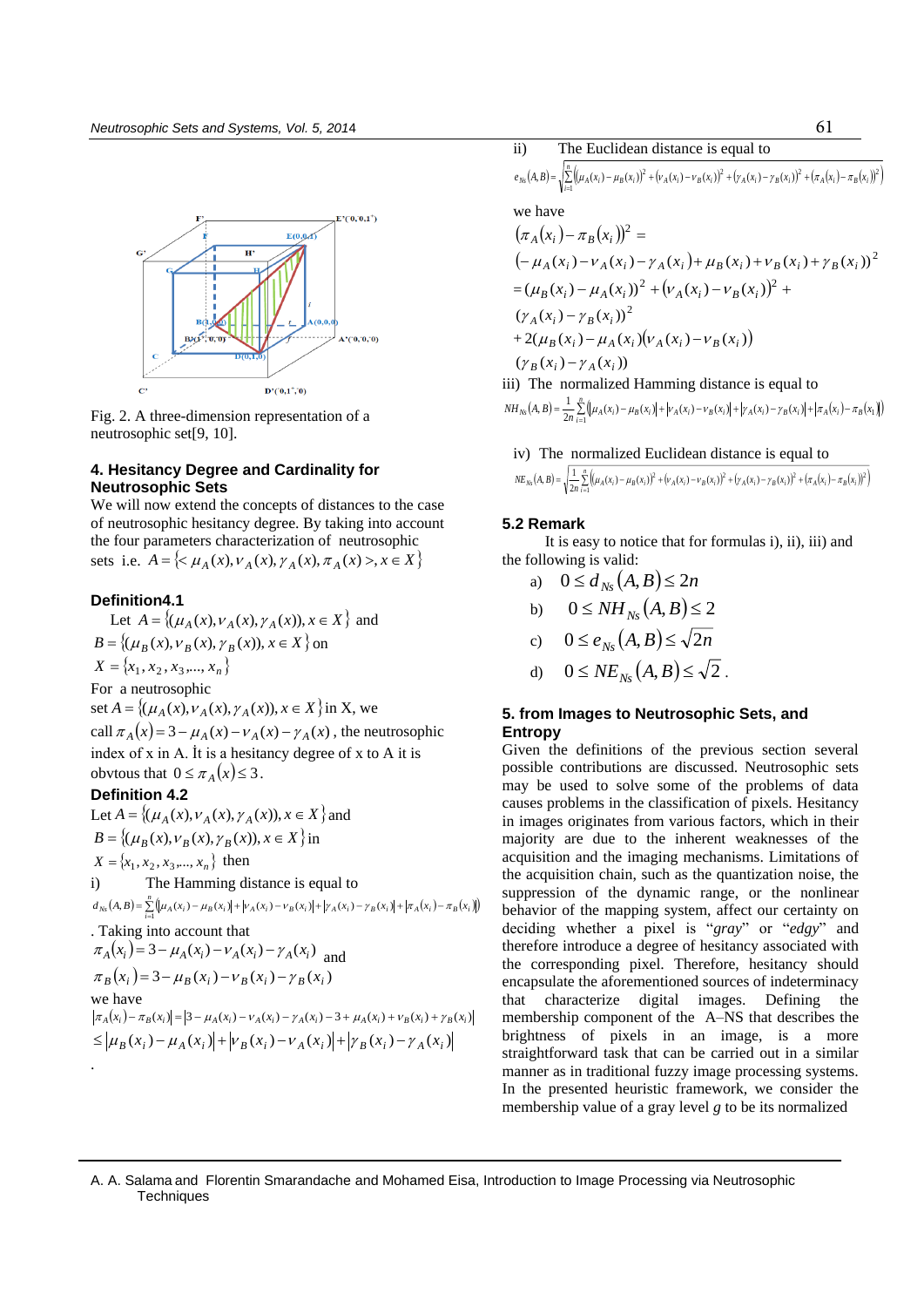Fig. 2. A three-dimension representation of a neutrosophic set[9, 10].

## 4. Hesitancy Degree and Cardinality for Neutrosophic Sets

We will now extend the concepts of distances to the case of neutrosophic hesitancy degree. By taking into account the four parameters characterization of neutrosophic sets i.e. $A = \{< \mu_A(x), \nu_A(x), \gamma_A(x), \pi_A(x) >, x \in X\}$

**Definition4.1**

Let $A = \{(\mu_A(x), \nu_A(x), \gamma_A(x)), x \in X\}$ and $B = \{(\mu_B(x), \nu_B(x), \gamma_B(x)), x \in X\}$ on $X = \{x_1, x_2, x_3, ..., x_n\}$

For a neutrosophic set $A = \{(\mu_A(x), \nu_A(x), \gamma_A(x)), x \in X\}$ in X, we call $\pi_A(x) = 3 - \mu_A(x) - \nu_A(x) - \gamma_A(x)$, the neutrosophic index of x in A. İt is a hesitancy degree of x to A it is obvtous that $0 \le \pi_A(x) \le 3$.

**Definition 4.2**

Let $A = \{(\mu_A(x), \nu_A(x), \gamma_A(x)), x \in X\}$ and $B = \{(\mu_B(x), \nu_B(x), \gamma_B(x)), x \in X\}$ in $X = \{x_1, x_2, x_3, ..., x_n\}$ then

i) The Hamming distance is equal to

$$d_{NS}(A,B) = \sum_{i=1}^{n} \left( |\mu_A(x_i) - \mu_B(x_i)| + |\nu_A(x_i) - \nu_B(x_i)| + |\gamma_A(x_i) - \gamma_B(x_i)| + |\pi_A(x_i) - \pi_B(x_i)| \right)$$

. Taking into account that

$\pi_A(x_i) = 3 - \mu_A(x_i) - \nu_A(x_i) - \gamma_A(x_i)$ and

$\pi_B(x_i) = 3 - \mu_B(x_i) - \nu_B(x_i) - \gamma_B(x_i)$

we have

$$|\pi_A(x_i) - \pi_B(x_i)| = |3 - \mu_A(x_i) - \nu_A(x_i) - \gamma_A(x_i) - 3 + \mu_A(x_i) + \nu_B(x_i) + \gamma_B(x_i)|$$
$$\le |\mu_B(x_i) - \mu_A(x_i)| + |\nu_B(x_i) - \nu_A(x_i)| + |\gamma_B(x_i) - \gamma_A(x_i)|$$

.

ii) The Euclidean distance is equal to

$$e_{NS}(A,B) = \sqrt{\sum_{i=1}^{n} \left( (\mu_A(x_i) - \mu_B(x_i))^2 + (\nu_A(x_i) - \nu_B(x_i))^2 + (\gamma_A(x_i) - \gamma_B(x_i))^2 + (\pi_A(x_i) - \pi_B(x_i))^2 \right)}$$

we have

$$(\pi_A(x_i) - \pi_B(x_i))^2 =$$
$$(-\mu_A(x_i) - \nu_A(x_i) - \gamma_A(x_i) + \mu_B(x_i) + \nu_B(x_i) + \gamma_B(x_i))^2$$
$$= (\mu_B(x_i) - \mu_A(x_i))^2 + (\nu_A(x_i) - \nu_B(x_i))^2 +$$
$$(\gamma_A(x_i) - \gamma_B(x_i))^2$$
$$+ 2(\mu_B(x_i) - \mu_A(x_i))(\nu_A(x_i) - \nu_B(x_i))$$
$$(\gamma_B(x_i) - \gamma_A(x_i))$$

iii) The normalized Hamming distance is equal to

$$NH_{NS}(A,B) = \frac{1}{2n} \sum_{i=1}^{n} \left( |\mu_A(x_i) - \mu_B(x_i)| + |\nu_A(x_i) - \nu_B(x_i)| + |\gamma_A(x_i) - \gamma_B(x_i)| + |\pi_A(x_i) - \pi_B(x_1)| \right)$$

iv) The normalized Euclidean distance is equal to

$$NE_{NS}(A,B) = \sqrt{\frac{1}{2n} \sum_{i=1}^{n} \left( (\mu_A(x_i) - \mu_B(x_i))^2 + (\nu_A(x_i) - \nu_B(x_i))^2 + (\gamma_A(x_i) - \gamma_B(x_i))^2 + (\pi_A(x_i) - \pi_B(x_i))^2 \right)}$$

### 5.2 Remark

It is easy to notice that for formulas i), ii), iii) and the following is valid:

a) $0 \le d_{NS}(A,B) \le 2n$

b) $0 \le NH_{NS}(A,B) \le 2$

c) $0 \le e_{NS}(A,B) \le \sqrt{2n}$

d) $0 \le NE_{NS}(A,B) \le \sqrt{2}$.

## 5. from Images to Neutrosophic Sets, and Entropy

Given the definitions of the previous section several possible contributions are discussed. Neutrosophic sets may be used to solve some of the problems of data causes problems in the classification of pixels. Hesitancy in images originates from various factors, which in their majority are due to the inherent weaknesses of the acquisition and the imaging mechanisms. Limitations of the acquisition chain, such as the quantization noise, the suppression of the dynamic range, or the nonlinear behavior of the mapping system, affect our certainty on deciding whether a pixel is "*gray*" or "*edgy*" and therefore introduce a degree of hesitancy associated with the corresponding pixel. Therefore, hesitancy should encapsulate the aforementioned sources of indeterminacy that characterize digital images. Defining the membership component of the A–NS that describes the brightness of pixels in an image, is a more straightforward task that can be carried out in a similar manner as in traditional fuzzy image processing systems. In the presented heuristic framework, we consider the membership value of a gray level $g$ to be its normalized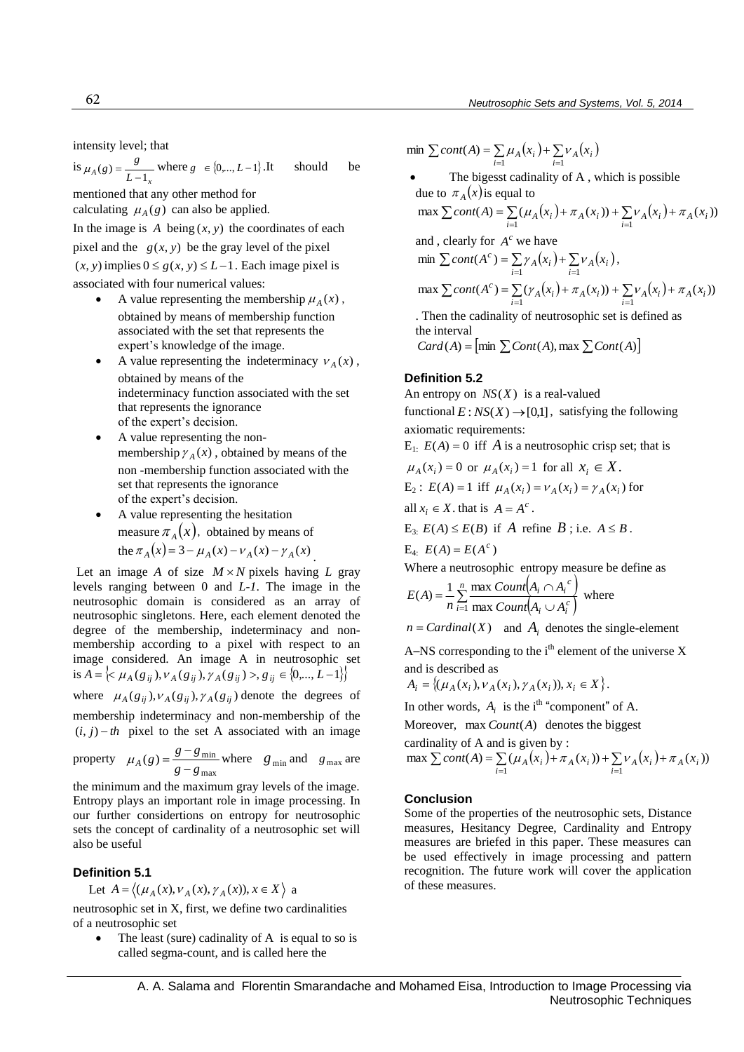intensity level; that is $\mu_A(g) = \frac{g}{L-1_x}$ where $g \in \{0,..., L-1\}$. It should be mentioned that any other method for calculating $\mu_A(g)$ can also be applied.

In the image is $A$ being $(x, y)$ the coordinates of each pixel and the $g(x, y)$ be the gray level of the pixel $(x, y)$ implies $0 \le g(x, y) \le L-1$. Each image pixel is associated with four numerical values:

- A value representing the membership $\mu_A(x)$, obtained by means of membership function associated with the set that represents the expert's knowledge of the image.
- A value representing the indeterminacy $\nu_A(x)$, obtained by means of the indeterminacy function associated with the set that represents the ignorance of the expert's decision.
- A value representing the non-membership $\gamma_A(x)$, obtained by means of the non -membership function associated with the set that represents the ignorance of the expert's decision.
- A value representing the hesitation measure $\pi_A(x)$, obtained by means of the $\pi_A(x) = 3 - \mu_A(x) - \nu_A(x) - \gamma_A(x)$.

Let an image $A$ of size $M \times N$ pixels having $L$ gray levels ranging between 0 and $L-1$. The image in the neutrosophic domain is considered as an array of neutrosophic singletons. Here, each element denoted the degree of the membership, indeterminacy and non-membership according to a pixel with respect to an image considered. An image A in neutrosophic set is $A = \{< \mu_A(g_{ij}), \nu_A(g_{ij}), \gamma_A(g_{ij}) >, g_{ij} \in \{0,..., L-1\}\}$ where $\mu_A(g_{ij}), \nu_A(g_{ij}), \gamma_A(g_{ij})$ denote the degrees of membership indeterminacy and non-membership of the $(i, j)-th$ pixel to the set A associated with an image property $\mu_A(g) = \frac{g - g_{\min}}{g - g_{\max}}$ where $g_{\min}$ and $g_{\max}$ are the minimum and the maximum gray levels of the image.

Entropy plays an important role in image processing. In our further considertions on entropy for neutrosophic sets the concept of cardinality of a neutrosophic set will also be useful

### Definition 5.1

Let $A = \langle (\mu_A(x), \nu_A(x), \gamma_A(x)), x \in X \rangle$ a neutrosophic set in X, first, we define two cardinalities of a neutrosophic set

- The least (sure) cadinality of A is equal to so is called segma-count, and is called here the

$$\min \sum cont(A) = \sum_{i=1} \mu_A(x_i) + \sum_{i=1} \nu_A(x_i)$$

- The bigesst cadinality of A , which is possible due to $\pi_A(x)$ is equal to

$$\max \sum cont(A) = \sum_{i=1} (\mu_A(x_i) + \pi_A(x_i)) + \sum_{i=1} \nu_A(x_i) + \pi_A(x_i))$$

and , clearly for $A^c$ we have

$$\min \sum cont(A^c) = \sum_{i=1} \gamma_A(x_i) + \sum_{i=1} \nu_A(x_i),$$

$$\max \sum cont(A^c) = \sum_{i=1} (\gamma_A(x_i) + \pi_A(x_i)) + \sum_{i=1} \nu_A(x_i) + \pi_A(x_i))$$

. Then the cadinality of neutrosophic set is defined as the interval

$$Card(A) = [\min \sum Cont(A), \max \sum Cont(A)]$$

### Definition 5.2

An entropy on $NS(X)$ is a real-valued functional $E : NS(X) \to [0,1]$, satisfying the following axiomatic requirements:

$E_1$: $E(A) = 0$ iff $A$ is a neutrosophic crisp set; that is $\mu_A(x_i) = 0$ or $\mu_A(x_i) = 1$ for all $x_i \in X$.

$E_2$ : $E(A) = 1$ iff $\mu_A(x_i) = \nu_A(x_i) = \gamma_A(x_i)$ for all $x_i \in X$. that is $A = A^c$.

$E_3$: $E(A) \le E(B)$ if $A$ refine $B$; i.e. $A \le B$.

$E_4$: $E(A) = E(A^c)$

Where a neutrosophic entropy measure be define as

$$E(A) = \frac{1}{n} \sum_{i=1}^{n} \frac{\max Count(A_i \cap A_i^c)}{\max Count(A_i \cup A_i^c)}$$ where

$n = Cardinal(X)$ and $A_i$ denotes the single-element A–NS corresponding to the i[th] element of the universe X and is described as

$A_i = \{(\mu_A(x_i), \nu_A(x_i), \gamma_A(x_i)), x_i \in X\}$.

In other words, $A_i$ is the i[th] "component" of A.

Moreover, $\max Count(A)$ denotes the biggest cardinality of A and is given by :

$$\max \sum cont(A) = \sum_{i=1} (\mu_A(x_i) + \pi_A(x_i)) + \sum_{i=1} \nu_A(x_i) + \pi_A(x_i))$$

### Conclusion

Some of the properties of the neutrosophic sets, Distance measures, Hesitancy Degree, Cardinality and Entropy measures are briefed in this paper. These measures can be used effectively in image processing and pattern recognition. The future work will cover the application of these measures.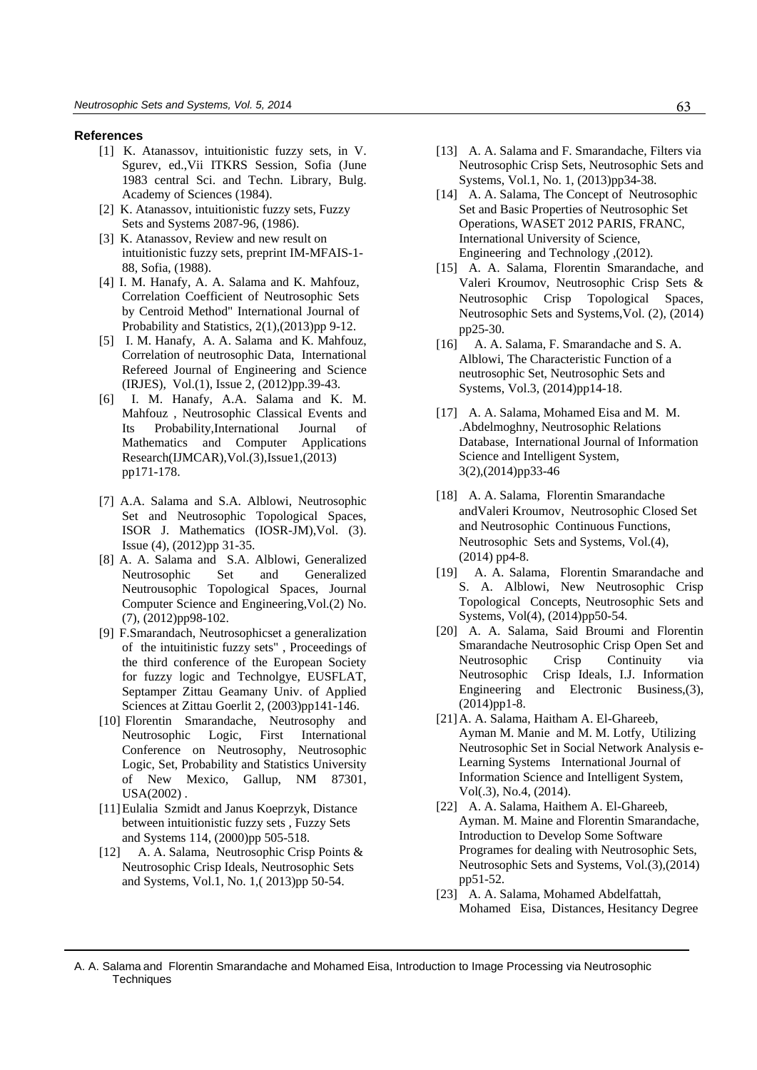**References**

[1] K. Atanassov, intuitionistic fuzzy sets, in V. Sgurev, ed.,Vii ITKRS Session, Sofia (June 1983 central Sci. and Techn. Library, Bulg. Academy of Sciences (1984).

[2] K. Atanassov, intuitionistic fuzzy sets, Fuzzy Sets and Systems 2087-96, (1986).

[3] K. Atanassov, Review and new result on intuitionistic fuzzy sets, preprint IM-MFAIS-1-88, Sofia, (1988).

[4] I. M. Hanafy, A. A. Salama and K. Mahfouz, Correlation Coefficient of Neutrosophic Sets by Centroid Method" International Journal of Probability and Statistics, 2(1),(2013)pp 9-12.

[5] I. M. Hanafy, A. A. Salama and K. Mahfouz, Correlation of neutrosophic Data, International Refereed Journal of Engineering and Science (IRJES), Vol.(1), Issue 2, (2012)pp.39-43.

[6] I. M. Hanafy, A.A. Salama and K. M. Mahfouz , Neutrosophic Classical Events and Its Probability,International Journal of Mathematics and Computer Applications Research(IJMCAR),Vol.(3),Issue1,(2013) pp171-178.

[7] A.A. Salama and S.A. Alblowi, Neutrosophic Set and Neutrosophic Topological Spaces, ISOR J. Mathematics (IOSR-JM),Vol. (3). Issue (4), (2012)pp 31-35.

[8] A. A. Salama and S.A. Alblowi, Generalized Neutrosophic Set and Generalized Neutrousophic Topological Spaces, Journal Computer Science and Engineering,Vol.(2) No. (7), (2012)pp98-102.

[9] F.Smarandach, Neutrosophicset a generalization of the intuitinistic fuzzy sets" , Proceedings of the third conference of the European Society for fuzzy logic and Technolgye, EUSFLAT, Septamper Zittau Geamany Univ. of Applied Sciences at Zittau Goerlit 2, (2003)pp141-146.

[10] Florentin Smarandache, Neutrosophy and Neutrosophic Logic, First International Conference on Neutrosophy, Neutrosophic Logic, Set, Probability and Statistics University of New Mexico, Gallup, NM 87301, USA(2002) .

[11] Eulalia Szmidt and Janus Koeprzyk, Distance between intuitionistic fuzzy sets , Fuzzy Sets and Systems 114, (2000)pp 505-518.

[12] A. A. Salama, Neutrosophic Crisp Points & Neutrosophic Crisp Ideals, Neutrosophic Sets and Systems, Vol.1, No. 1,( 2013)pp 50-54.

[13] A. A. Salama and F. Smarandache, Filters via Neutrosophic Crisp Sets, Neutrosophic Sets and Systems, Vol.1, No. 1, (2013)pp34-38.

[14] A. A. Salama, The Concept of Neutrosophic Set and Basic Properties of Neutrosophic Set Operations, WASET 2012 PARIS, FRANC, International University of Science, Engineering and Technology ,(2012).

[15] A. A. Salama, Florentin Smarandache, and Valeri Kroumov, Neutrosophic Crisp Sets & Neutrosophic Crisp Topological Spaces, Neutrosophic Sets and Systems,Vol. (2), (2014) pp25-30.

[16] A. A. Salama, F. Smarandache and S. A. Alblowi, The Characteristic Function of a neutrosophic Set, Neutrosophic Sets and Systems, Vol.3, (2014)pp14-18.

[17] A. A. Salama, Mohamed Eisa and M. M. .Abdelmoghny, Neutrosophic Relations Database, International Journal of Information Science and Intelligent System, 3(2),(2014)pp33-46

[18] A. A. Salama, Florentin Smarandache andValeri Kroumov, Neutrosophic Closed Set and Neutrosophic Continuous Functions, Neutrosophic Sets and Systems, Vol.(4), (2014) pp4-8.

[19] A. A. Salama, Florentin Smarandache and S. A. Alblowi, New Neutrosophic Crisp Topological Concepts, Neutrosophic Sets and Systems, Vol(4), (2014)pp50-54.

[20] A. A. Salama, Said Broumi and Florentin Smarandache Neutrosophic Crisp Open Set and Neutrosophic Crisp Continuity via Neutrosophic Crisp Ideals, I.J. Information Engineering and Electronic Business,(3), (2014)pp1-8.

[21] A. A. Salama, Haitham A. El-Ghareeb, Ayman M. Manie and M. M. Lotfy, Utilizing Neutrosophic Set in Social Network Analysis e-Learning Systems International Journal of Information Science and Intelligent System, Vol(.3), No.4, (2014).

[22] A. A. Salama, Haithem A. El-Ghareeb, Ayman. M. Maine and Florentin Smarandache, Introduction to Develop Some Software Programes for dealing with Neutrosophic Sets, Neutrosophic Sets and Systems, Vol.(3),(2014) pp51-52.

[23] A. A. Salama, Mohamed Abdelfattah, Mohamed Eisa, Distances, Hesitancy Degree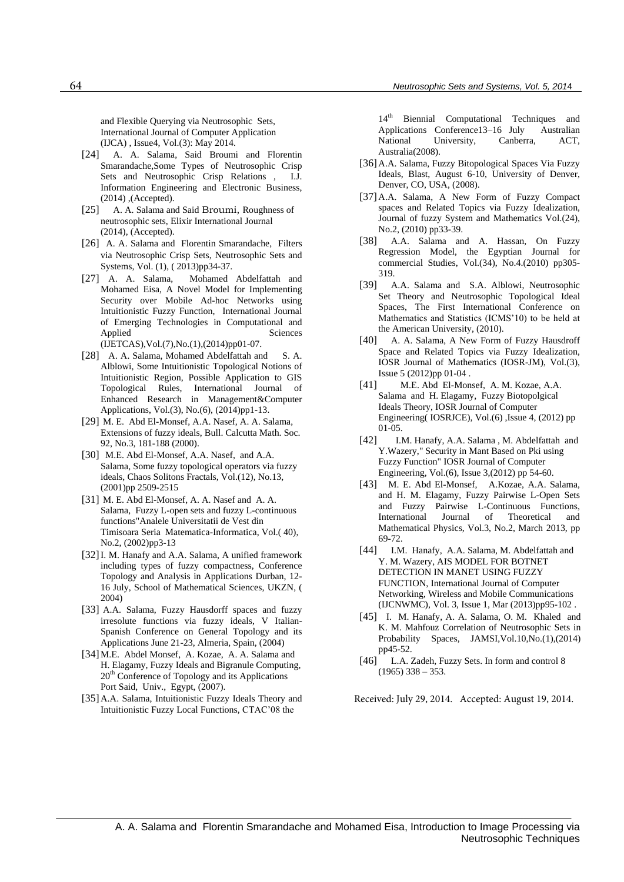and Flexible Querying via Neutrosophic Sets, International Journal of Computer Application (IJCA) , Issue4, Vol.(3): May 2014.

[24] A. A. Salama, Said Broumi and Florentin Smarandache,Some Types of Neutrosophic Crisp Sets and Neutrosophic Crisp Relations , I.J. Information Engineering and Electronic Business, (2014) ,(Accepted).

[25] A. A. Salama and Said Broumi, Roughness of neutrosophic sets, Elixir International Journal (2014), (Accepted).

[26] A. A. Salama and Florentin Smarandache, Filters via Neutrosophic Crisp Sets, Neutrosophic Sets and Systems, Vol. (1), ( 2013)pp34-37.

[27] A. A. Salama, Mohamed Abdelfattah and Mohamed Eisa, A Novel Model for Implementing Security over Mobile Ad-hoc Networks using Intuitionistic Fuzzy Function, International Journal of Emerging Technologies in Computational and Applied Sciences (IJETCAS),Vol.(7),No.(1),(2014)pp01-07.

[28] A. A. Salama, Mohamed Abdelfattah and S. A. Alblowi, Some Intuitionistic Topological Notions of Intuitionistic Region, Possible Application to GIS Topological Rules, International Journal of Enhanced Research in Management&Computer Applications, Vol.(3), No.(6), (2014)pp1-13.

[29] M. E. Abd El-Monsef, A.A. Nasef, A. A. Salama, Extensions of fuzzy ideals, Bull. Calcutta Math. Soc. 92, No.3, 181-188 (2000).

[30] M.E. Abd El-Monsef, A.A. Nasef, and A.A. Salama, Some fuzzy topological operators via fuzzy ideals, Chaos Solitons Fractals, Vol.(12), No.13, (2001)pp 2509-2515

[31] M. E. Abd El-Monsef, A. A. Nasef and A. A. Salama, Fuzzy L-open sets and fuzzy L-continuous functions"Analele Universitatii de Vest din Timisoara Seria Matematica-Informatica, Vol.( 40), No.2, (2002)pp3-13

[32] I. M. Hanafy and A.A. Salama, A unified framework including types of fuzzy compactness, Conference Topology and Analysis in Applications Durban, 12-16 July, School of Mathematical Sciences, UKZN, ( 2004)

[33] A.A. Salama, Fuzzy Hausdorff spaces and fuzzy irresolute functions via fuzzy ideals, V Italian-Spanish Conference on General Topology and its Applications June 21-23, Almeria, Spain, (2004)

[34] M.E. Abdel Monsef, A. Kozae, A. A. Salama and H. Elagamy, Fuzzy Ideals and Bigranule Computing, 20th Conference of Topology and its Applications Port Said, Univ., Egypt, (2007).

[35] A.A. Salama, Intuitionistic Fuzzy Ideals Theory and Intuitionistic Fuzzy Local Functions, CTAC'08 the 14th Biennial Computational Techniques and Applications Conference13–16 July Australian National University, Canberra, ACT, Australia(2008).

[36] A.A. Salama, Fuzzy Bitopological Spaces Via Fuzzy Ideals, Blast, August 6-10, University of Denver, Denver, CO, USA, (2008).

[37] A.A. Salama, A New Form of Fuzzy Compact spaces and Related Topics via Fuzzy Idealization, Journal of fuzzy System and Mathematics Vol.(24), No.2, (2010) pp33-39.

[38] A.A. Salama and A. Hassan, On Fuzzy Regression Model, the Egyptian Journal for commercial Studies, Vol.(34), No.4.(2010) pp305-319.

[39] A.A. Salama and S.A. Alblowi, Neutrosophic Set Theory and Neutrosophic Topological Ideal Spaces, The First International Conference on Mathematics and Statistics (ICMS'10) to be held at the American University, (2010).

[40] A. A. Salama, A New Form of Fuzzy Hausdroff Space and Related Topics via Fuzzy Idealization, IOSR Journal of Mathematics (IOSR-JM), Vol.(3), Issue 5 (2012)pp 01-04 .

[41] M.E. Abd El-Monsef, A. M. Kozae, A.A. Salama and H. Elagamy, Fuzzy Biotopolgical Ideals Theory, IOSR Journal of Computer Engineering( IOSRJCE), Vol.(6) ,Issue 4, (2012) pp 01-05.

[42] I.M. Hanafy, A.A. Salama , M. Abdelfattah and Y.Wazery," Security in Mant Based on Pki using Fuzzy Function" IOSR Journal of Computer Engineering, Vol.(6), Issue 3,(2012) pp 54-60.

[43] M. E. Abd El-Monsef, A.Kozae, A.A. Salama, and H. M. Elagamy, Fuzzy Pairwise L-Open Sets and Fuzzy Pairwise L-Continuous Functions, International Journal of Theoretical and Mathematical Physics, Vol.3, No.2, March 2013, pp 69-72.

[44] I.M. Hanafy, A.A. Salama, M. Abdelfattah and Y. M. Wazery, AIS MODEL FOR BOTNET DETECTION IN MANET USING FUZZY FUNCTION, International Journal of Computer Networking, Wireless and Mobile Communications (IJCNWMC), Vol. 3, Issue 1, Mar (2013)pp95-102 .

[45] I. M. Hanafy, A. A. Salama, O. M. Khaled and K. M. Mahfouz Correlation of Neutrosophic Sets in Probability Spaces, JAMSI,Vol.10,No.(1),(2014) pp45-52.

[46] L.A. Zadeh, Fuzzy Sets. In form and control 8 (1965) 338 – 353.

Received: July 29, 2014. Accepted: August 19, 2014.